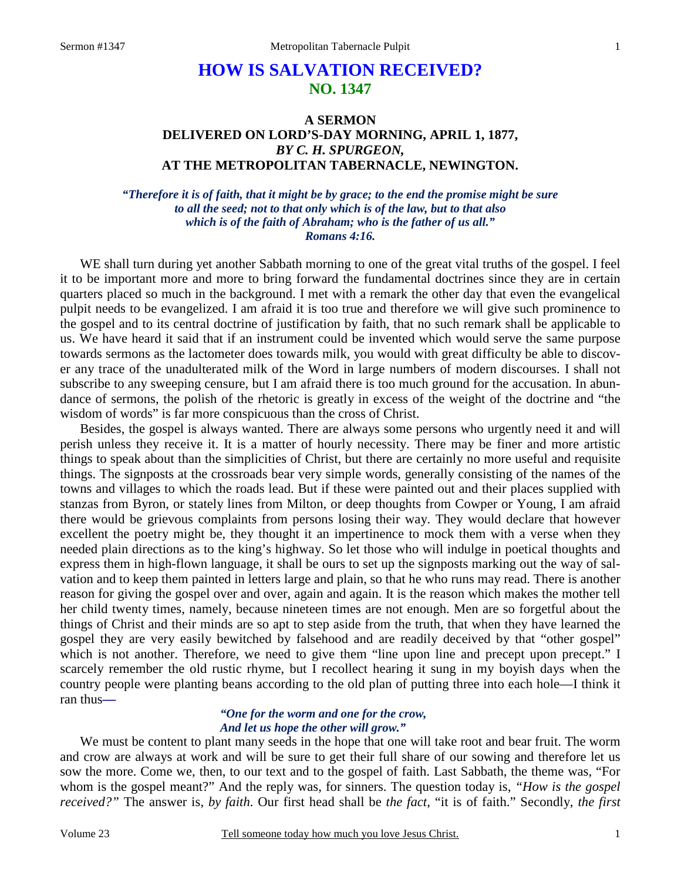# HOW IS SALVATION RECEIVED?
## NO. 1347

### A SERMON
### DELIVERED ON LORD'S-DAY MORNING, APRIL 1, 1877,
### *BY C. H. SPURGEON,*
### AT THE METROPOLITAN TABERNACLE, NEWINGTON.

***"Therefore it is of faith, that it might be by grace; to the end the promise might be sure to all the seed; not to that only which is of the law, but to that also which is of the faith of Abraham; who is the father of us all." Romans 4:16.***

WE shall turn during yet another Sabbath morning to one of the great vital truths of the gospel. I feel it to be important more and more to bring forward the fundamental doctrines since they are in certain quarters placed so much in the background. I met with a remark the other day that even the evangelical pulpit needs to be evangelized. I am afraid it is too true and therefore we will give such prominence to the gospel and to its central doctrine of justification by faith, that no such remark shall be applicable to us. We have heard it said that if an instrument could be invented which would serve the same purpose towards sermons as the lactometer does towards milk, you would with great difficulty be able to discover any trace of the unadulterated milk of the Word in large numbers of modern discourses. I shall not subscribe to any sweeping censure, but I am afraid there is too much ground for the accusation. In abundance of sermons, the polish of the rhetoric is greatly in excess of the weight of the doctrine and "the wisdom of words" is far more conspicuous than the cross of Christ.

Besides, the gospel is always wanted. There are always some persons who urgently need it and will perish unless they receive it. It is a matter of hourly necessity. There may be finer and more artistic things to speak about than the simplicities of Christ, but there are certainly no more useful and requisite things. The signposts at the crossroads bear very simple words, generally consisting of the names of the towns and villages to which the roads lead. But if these were painted out and their places supplied with stanzas from Byron, or stately lines from Milton, or deep thoughts from Cowper or Young, I am afraid there would be grievous complaints from persons losing their way. They would declare that however excellent the poetry might be, they thought it an impertinence to mock them with a verse when they needed plain directions as to the king's highway. So let those who will indulge in poetical thoughts and express them in high-flown language, it shall be ours to set up the signposts marking out the way of salvation and to keep them painted in letters large and plain, so that he who runs may read. There is another reason for giving the gospel over and over, again and again. It is the reason which makes the mother tell her child twenty times, namely, because nineteen times are not enough. Men are so forgetful about the things of Christ and their minds are so apt to step aside from the truth, that when they have learned the gospel they are very easily bewitched by falsehood and are readily deceived by that "other gospel" which is not another. Therefore, we need to give them "line upon line and precept upon precept." I scarcely remember the old rustic rhyme, but I recollect hearing it sung in my boyish days when the country people were planting beans according to the old plan of putting three into each hole—I think it ran thus—

> ***"One for the worm and one for the crow,***
> ***And let us hope the other will grow."***

We must be content to plant many seeds in the hope that one will take root and bear fruit. The worm and crow are always at work and will be sure to get their full share of our sowing and therefore let us sow the more. Come we, then, to our text and to the gospel of faith. Last Sabbath, the theme was, "For whom is the gospel meant?" And the reply was, for sinners. The question today is, *"How is the gospel received?"* The answer is, *by faith*. Our first head shall be *the fact,* "it is of faith." Secondly, *the first*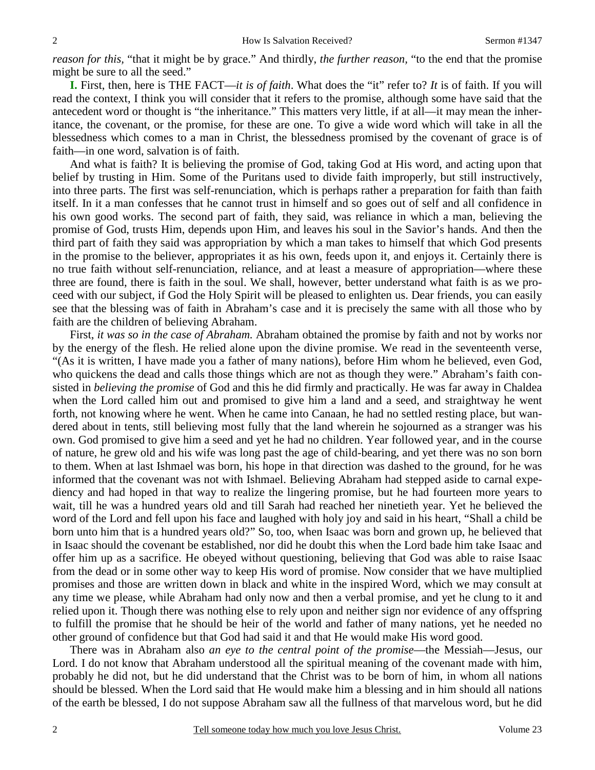*reason for this,* "that it might be by grace." And thirdly, *the further reason,* "to the end that the promise might be sure to all the seed."

**I.** First, then, here is THE FACT—*it is of faith*. What does the "it" refer to? *It* is of faith. If you will read the context, I think you will consider that it refers to the promise, although some have said that the antecedent word or thought is "the inheritance." This matters very little, if at all—it may mean the inheritance, the covenant, or the promise, for these are one. To give a wide word which will take in all the blessedness which comes to a man in Christ, the blessedness promised by the covenant of grace is of faith—in one word, salvation is of faith.

And what is faith? It is believing the promise of God, taking God at His word, and acting upon that belief by trusting in Him. Some of the Puritans used to divide faith improperly, but still instructively, into three parts. The first was self-renunciation, which is perhaps rather a preparation for faith than faith itself. In it a man confesses that he cannot trust in himself and so goes out of self and all confidence in his own good works. The second part of faith, they said, was reliance in which a man, believing the promise of God, trusts Him, depends upon Him, and leaves his soul in the Savior's hands. And then the third part of faith they said was appropriation by which a man takes to himself that which God presents in the promise to the believer, appropriates it as his own, feeds upon it, and enjoys it. Certainly there is no true faith without self-renunciation, reliance, and at least a measure of appropriation—where these three are found, there is faith in the soul. We shall, however, better understand what faith is as we proceed with our subject, if God the Holy Spirit will be pleased to enlighten us. Dear friends, you can easily see that the blessing was of faith in Abraham's case and it is precisely the same with all those who by faith are the children of believing Abraham.

First, *it was so in the case of Abraham.* Abraham obtained the promise by faith and not by works nor by the energy of the flesh. He relied alone upon the divine promise. We read in the seventeenth verse, "(As it is written, I have made you a father of many nations), before Him whom he believed, even God, who quickens the dead and calls those things which are not as though they were." Abraham's faith consisted in *believing the promise* of God and this he did firmly and practically. He was far away in Chaldea when the Lord called him out and promised to give him a land and a seed, and straightway he went forth, not knowing where he went. When he came into Canaan, he had no settled resting place, but wandered about in tents, still believing most fully that the land wherein he sojourned as a stranger was his own. God promised to give him a seed and yet he had no children. Year followed year, and in the course of nature, he grew old and his wife was long past the age of child-bearing, and yet there was no son born to them. When at last Ishmael was born, his hope in that direction was dashed to the ground, for he was informed that the covenant was not with Ishmael. Believing Abraham had stepped aside to carnal expediency and had hoped in that way to realize the lingering promise, but he had fourteen more years to wait, till he was a hundred years old and till Sarah had reached her ninetieth year. Yet he believed the word of the Lord and fell upon his face and laughed with holy joy and said in his heart, "Shall a child be born unto him that is a hundred years old?" So, too, when Isaac was born and grown up, he believed that in Isaac should the covenant be established, nor did he doubt this when the Lord bade him take Isaac and offer him up as a sacrifice. He obeyed without questioning, believing that God was able to raise Isaac from the dead or in some other way to keep His word of promise. Now consider that we have multiplied promises and those are written down in black and white in the inspired Word, which we may consult at any time we please, while Abraham had only now and then a verbal promise, and yet he clung to it and relied upon it. Though there was nothing else to rely upon and neither sign nor evidence of any offspring to fulfill the promise that he should be heir of the world and father of many nations, yet he needed no other ground of confidence but that God had said it and that He would make His word good.

There was in Abraham also *an eye to the central point of the promise*—the Messiah—Jesus, our Lord. I do not know that Abraham understood all the spiritual meaning of the covenant made with him, probably he did not, but he did understand that the Christ was to be born of him, in whom all nations should be blessed. When the Lord said that He would make him a blessing and in him should all nations of the earth be blessed, I do not suppose Abraham saw all the fullness of that marvelous word, but he did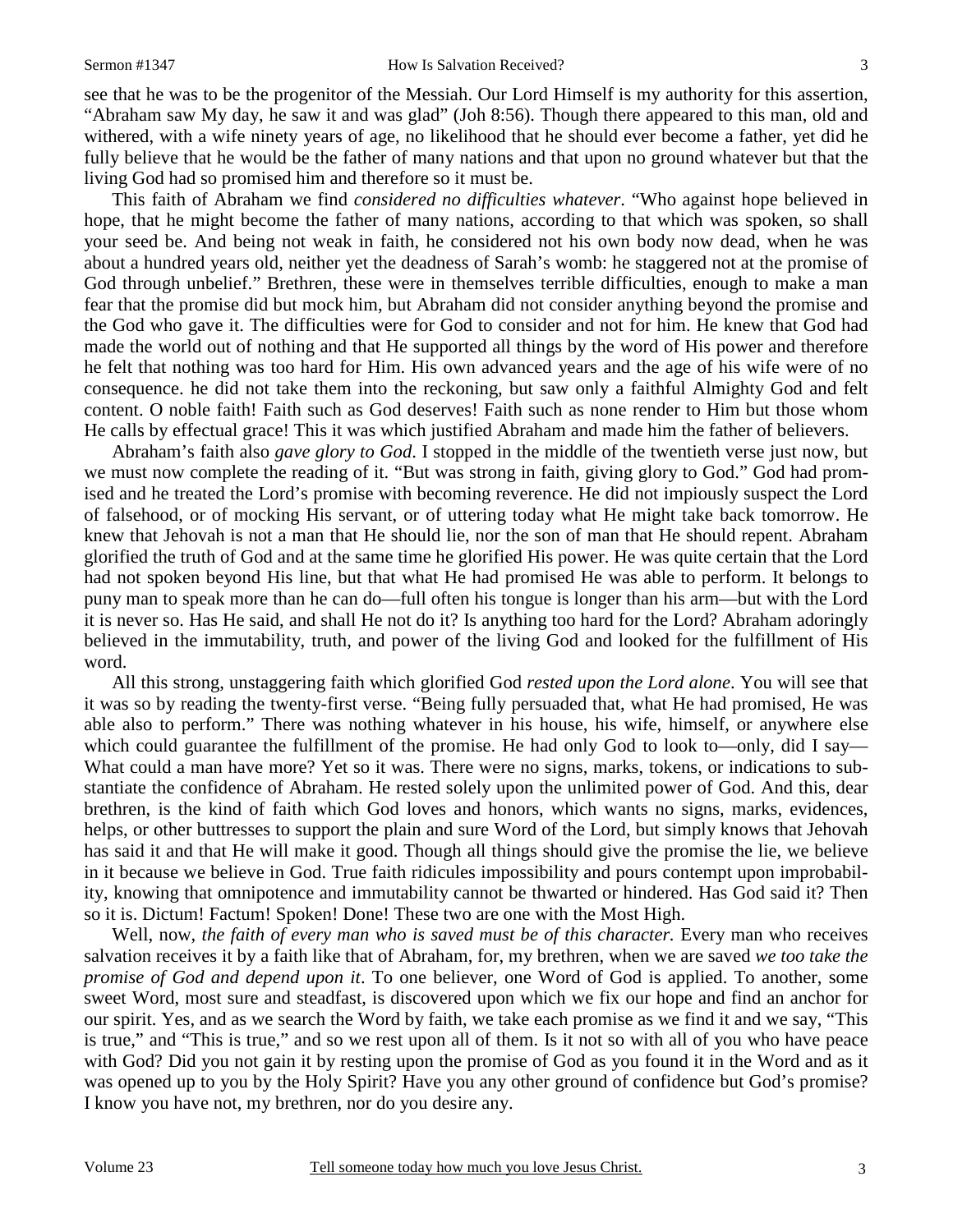see that he was to be the progenitor of the Messiah. Our Lord Himself is my authority for this assertion, "Abraham saw My day, he saw it and was glad" (Joh 8:56). Though there appeared to this man, old and withered, with a wife ninety years of age, no likelihood that he should ever become a father, yet did he fully believe that he would be the father of many nations and that upon no ground whatever but that the living God had so promised him and therefore so it must be.

This faith of Abraham we find *considered no difficulties whatever*. "Who against hope believed in hope, that he might become the father of many nations, according to that which was spoken, so shall your seed be. And being not weak in faith, he considered not his own body now dead, when he was about a hundred years old, neither yet the deadness of Sarah's womb: he staggered not at the promise of God through unbelief." Brethren, these were in themselves terrible difficulties, enough to make a man fear that the promise did but mock him, but Abraham did not consider anything beyond the promise and the God who gave it. The difficulties were for God to consider and not for him. He knew that God had made the world out of nothing and that He supported all things by the word of His power and therefore he felt that nothing was too hard for Him. His own advanced years and the age of his wife were of no consequence. he did not take them into the reckoning, but saw only a faithful Almighty God and felt content. O noble faith! Faith such as God deserves! Faith such as none render to Him but those whom He calls by effectual grace! This it was which justified Abraham and made him the father of believers.

Abraham's faith also *gave glory to God*. I stopped in the middle of the twentieth verse just now, but we must now complete the reading of it. "But was strong in faith, giving glory to God." God had promised and he treated the Lord's promise with becoming reverence. He did not impiously suspect the Lord of falsehood, or of mocking His servant, or of uttering today what He might take back tomorrow. He knew that Jehovah is not a man that He should lie, nor the son of man that He should repent. Abraham glorified the truth of God and at the same time he glorified His power. He was quite certain that the Lord had not spoken beyond His line, but that what He had promised He was able to perform. It belongs to puny man to speak more than he can do—full often his tongue is longer than his arm—but with the Lord it is never so. Has He said, and shall He not do it? Is anything too hard for the Lord? Abraham adoringly believed in the immutability, truth, and power of the living God and looked for the fulfillment of His word.

All this strong, unstaggering faith which glorified God *rested upon the Lord alone*. You will see that it was so by reading the twenty-first verse. "Being fully persuaded that, what He had promised, He was able also to perform." There was nothing whatever in his house, his wife, himself, or anywhere else which could guarantee the fulfillment of the promise. He had only God to look to—only, did I say—What could a man have more? Yet so it was. There were no signs, marks, tokens, or indications to substantiate the confidence of Abraham. He rested solely upon the unlimited power of God. And this, dear brethren, is the kind of faith which God loves and honors, which wants no signs, marks, evidences, helps, or other buttresses to support the plain and sure Word of the Lord, but simply knows that Jehovah has said it and that He will make it good. Though all things should give the promise the lie, we believe in it because we believe in God. True faith ridicules impossibility and pours contempt upon improbability, knowing that omnipotence and immutability cannot be thwarted or hindered. Has God said it? Then so it is. Dictum! Factum! Spoken! Done! These two are one with the Most High.

Well, now, *the faith of every man who is saved must be of this character.* Every man who receives salvation receives it by a faith like that of Abraham, for, my brethren, when we are saved *we too take the promise of God and depend upon it*. To one believer, one Word of God is applied. To another, some sweet Word, most sure and steadfast, is discovered upon which we fix our hope and find an anchor for our spirit. Yes, and as we search the Word by faith, we take each promise as we find it and we say, "This is true," and "This is true," and so we rest upon all of them. Is it not so with all of you who have peace with God? Did you not gain it by resting upon the promise of God as you found it in the Word and as it was opened up to you by the Holy Spirit? Have you any other ground of confidence but God's promise? I know you have not, my brethren, nor do you desire any.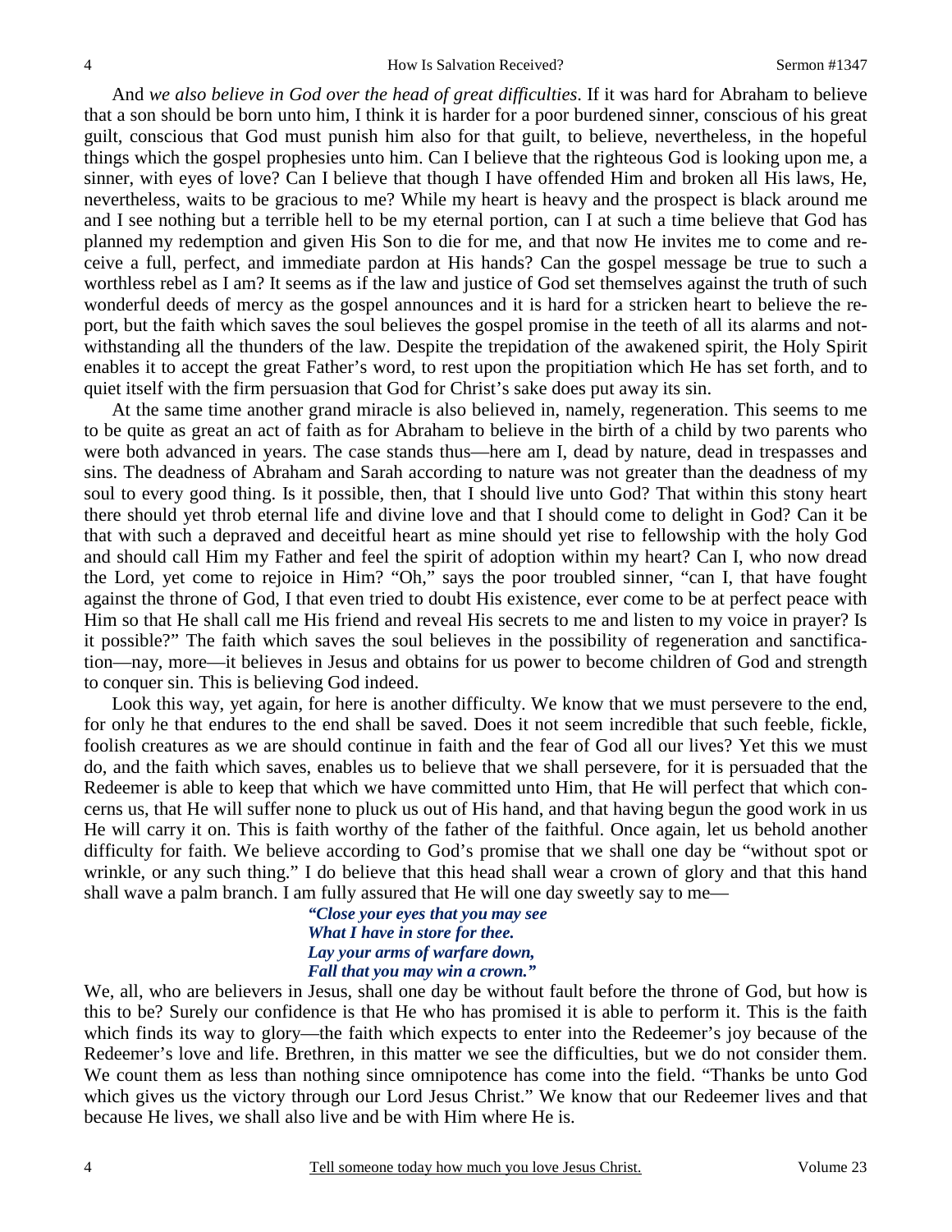And *we also believe in God over the head of great difficulties*. If it was hard for Abraham to believe that a son should be born unto him, I think it is harder for a poor burdened sinner, conscious of his great guilt, conscious that God must punish him also for that guilt, to believe, nevertheless, in the hopeful things which the gospel prophesies unto him. Can I believe that the righteous God is looking upon me, a sinner, with eyes of love? Can I believe that though I have offended Him and broken all His laws, He, nevertheless, waits to be gracious to me? While my heart is heavy and the prospect is black around me and I see nothing but a terrible hell to be my eternal portion, can I at such a time believe that God has planned my redemption and given His Son to die for me, and that now He invites me to come and receive a full, perfect, and immediate pardon at His hands? Can the gospel message be true to such a worthless rebel as I am? It seems as if the law and justice of God set themselves against the truth of such wonderful deeds of mercy as the gospel announces and it is hard for a stricken heart to believe the report, but the faith which saves the soul believes the gospel promise in the teeth of all its alarms and notwithstanding all the thunders of the law. Despite the trepidation of the awakened spirit, the Holy Spirit enables it to accept the great Father's word, to rest upon the propitiation which He has set forth, and to quiet itself with the firm persuasion that God for Christ's sake does put away its sin.

At the same time another grand miracle is also believed in, namely, regeneration. This seems to me to be quite as great an act of faith as for Abraham to believe in the birth of a child by two parents who were both advanced in years. The case stands thus—here am I, dead by nature, dead in trespasses and sins. The deadness of Abraham and Sarah according to nature was not greater than the deadness of my soul to every good thing. Is it possible, then, that I should live unto God? That within this stony heart there should yet throb eternal life and divine love and that I should come to delight in God? Can it be that with such a depraved and deceitful heart as mine should yet rise to fellowship with the holy God and should call Him my Father and feel the spirit of adoption within my heart? Can I, who now dread the Lord, yet come to rejoice in Him? "Oh," says the poor troubled sinner, "can I, that have fought against the throne of God, I that even tried to doubt His existence, ever come to be at perfect peace with Him so that He shall call me His friend and reveal His secrets to me and listen to my voice in prayer? Is it possible?" The faith which saves the soul believes in the possibility of regeneration and sanctification—nay, more—it believes in Jesus and obtains for us power to become children of God and strength to conquer sin. This is believing God indeed.

Look this way, yet again, for here is another difficulty. We know that we must persevere to the end, for only he that endures to the end shall be saved. Does it not seem incredible that such feeble, fickle, foolish creatures as we are should continue in faith and the fear of God all our lives? Yet this we must do, and the faith which saves, enables us to believe that we shall persevere, for it is persuaded that the Redeemer is able to keep that which we have committed unto Him, that He will perfect that which concerns us, that He will suffer none to pluck us out of His hand, and that having begun the good work in us He will carry it on. This is faith worthy of the father of the faithful. Once again, let us behold another difficulty for faith. We believe according to God's promise that we shall one day be "without spot or wrinkle, or any such thing." I do believe that this head shall wear a crown of glory and that this hand shall wave a palm branch. I am fully assured that He will one day sweetly say to me—

> ***"Close your eyes that you may see***
> ***What I have in store for thee.***
> ***Lay your arms of warfare down,***
> ***Fall that you may win a crown."***

We, all, who are believers in Jesus, shall one day be without fault before the throne of God, but how is this to be? Surely our confidence is that He who has promised it is able to perform it. This is the faith which finds its way to glory—the faith which expects to enter into the Redeemer's joy because of the Redeemer's love and life. Brethren, in this matter we see the difficulties, but we do not consider them. We count them as less than nothing since omnipotence has come into the field. "Thanks be unto God which gives us the victory through our Lord Jesus Christ." We know that our Redeemer lives and that because He lives, we shall also live and be with Him where He is.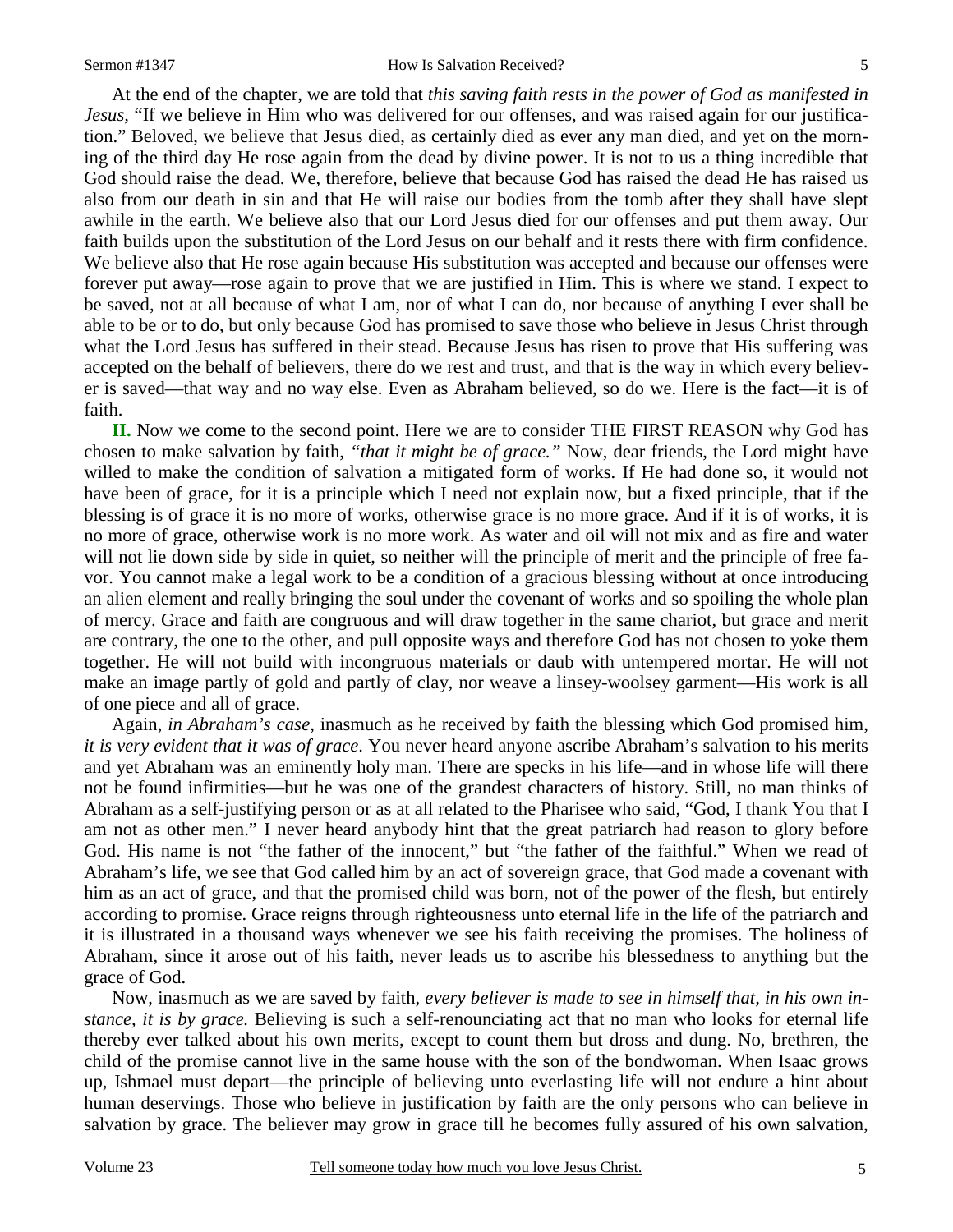At the end of the chapter, we are told that *this saving faith rests in the power of God as manifested in Jesus*, "If we believe in Him who was delivered for our offenses, and was raised again for our justification." Beloved, we believe that Jesus died, as certainly died as ever any man died, and yet on the morning of the third day He rose again from the dead by divine power. It is not to us a thing incredible that God should raise the dead. We, therefore, believe that because God has raised the dead He has raised us also from our death in sin and that He will raise our bodies from the tomb after they shall have slept awhile in the earth. We believe also that our Lord Jesus died for our offenses and put them away. Our faith builds upon the substitution of the Lord Jesus on our behalf and it rests there with firm confidence. We believe also that He rose again because His substitution was accepted and because our offenses were forever put away—rose again to prove that we are justified in Him. This is where we stand. I expect to be saved, not at all because of what I am, nor of what I can do, nor because of anything I ever shall be able to be or to do, but only because God has promised to save those who believe in Jesus Christ through what the Lord Jesus has suffered in their stead. Because Jesus has risen to prove that His suffering was accepted on the behalf of believers, there do we rest and trust, and that is the way in which every believer is saved—that way and no way else. Even as Abraham believed, so do we. Here is the fact—it is of faith.

**II.** Now we come to the second point. Here we are to consider THE FIRST REASON why God has chosen to make salvation by faith, *"that it might be of grace."* Now, dear friends, the Lord might have willed to make the condition of salvation a mitigated form of works. If He had done so, it would not have been of grace, for it is a principle which I need not explain now, but a fixed principle, that if the blessing is of grace it is no more of works, otherwise grace is no more grace. And if it is of works, it is no more of grace, otherwise work is no more work. As water and oil will not mix and as fire and water will not lie down side by side in quiet, so neither will the principle of merit and the principle of free favor. You cannot make a legal work to be a condition of a gracious blessing without at once introducing an alien element and really bringing the soul under the covenant of works and so spoiling the whole plan of mercy. Grace and faith are congruous and will draw together in the same chariot, but grace and merit are contrary, the one to the other, and pull opposite ways and therefore God has not chosen to yoke them together. He will not build with incongruous materials or daub with untempered mortar. He will not make an image partly of gold and partly of clay, nor weave a linsey-woolsey garment—His work is all of one piece and all of grace.

Again, *in Abraham's case,* inasmuch as he received by faith the blessing which God promised him, *it is very evident that it was of grace*. You never heard anyone ascribe Abraham's salvation to his merits and yet Abraham was an eminently holy man. There are specks in his life—and in whose life will there not be found infirmities—but he was one of the grandest characters of history. Still, no man thinks of Abraham as a self-justifying person or as at all related to the Pharisee who said, "God, I thank You that I am not as other men." I never heard anybody hint that the great patriarch had reason to glory before God. His name is not "the father of the innocent," but "the father of the faithful." When we read of Abraham's life, we see that God called him by an act of sovereign grace, that God made a covenant with him as an act of grace, and that the promised child was born, not of the power of the flesh, but entirely according to promise. Grace reigns through righteousness unto eternal life in the life of the patriarch and it is illustrated in a thousand ways whenever we see his faith receiving the promises. The holiness of Abraham, since it arose out of his faith, never leads us to ascribe his blessedness to anything but the grace of God.

Now, inasmuch as we are saved by faith, *every believer is made to see in himself that, in his own instance, it is by grace.* Believing is such a self-renounciating act that no man who looks for eternal life thereby ever talked about his own merits, except to count them but dross and dung. No, brethren, the child of the promise cannot live in the same house with the son of the bondwoman. When Isaac grows up, Ishmael must depart—the principle of believing unto everlasting life will not endure a hint about human deservings. Those who believe in justification by faith are the only persons who can believe in salvation by grace. The believer may grow in grace till he becomes fully assured of his own salvation,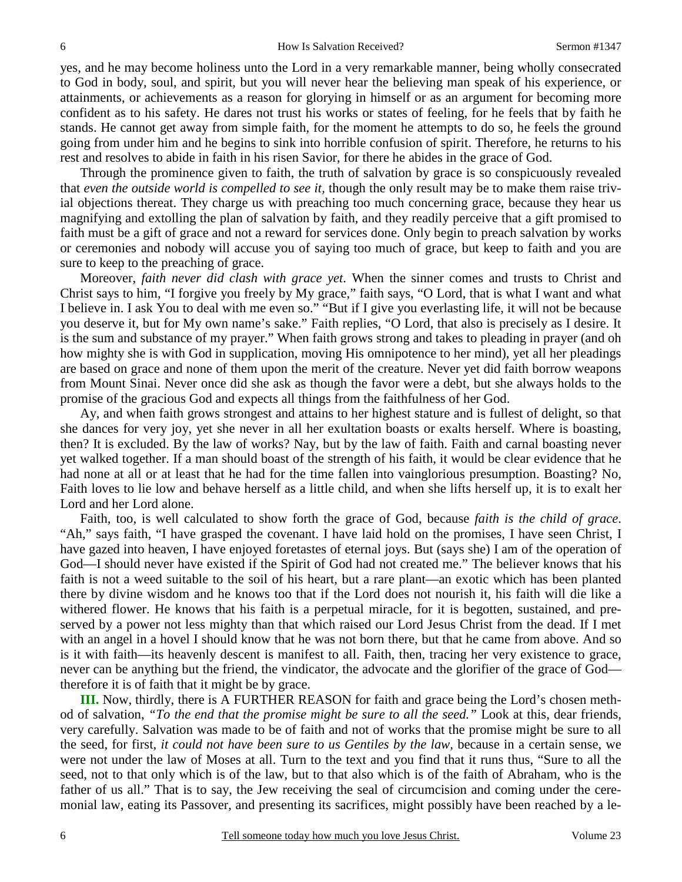yes, and he may become holiness unto the Lord in a very remarkable manner, being wholly consecrated to God in body, soul, and spirit, but you will never hear the believing man speak of his experience, or attainments, or achievements as a reason for glorying in himself or as an argument for becoming more confident as to his safety. He dares not trust his works or states of feeling, for he feels that by faith he stands. He cannot get away from simple faith, for the moment he attempts to do so, he feels the ground going from under him and he begins to sink into horrible confusion of spirit. Therefore, he returns to his rest and resolves to abide in faith in his risen Savior, for there he abides in the grace of God.

Through the prominence given to faith, the truth of salvation by grace is so conspicuously revealed that *even the outside world is compelled to see it,* though the only result may be to make them raise trivial objections thereat. They charge us with preaching too much concerning grace, because they hear us magnifying and extolling the plan of salvation by faith, and they readily perceive that a gift promised to faith must be a gift of grace and not a reward for services done. Only begin to preach salvation by works or ceremonies and nobody will accuse you of saying too much of grace, but keep to faith and you are sure to keep to the preaching of grace.

Moreover, *faith never did clash with grace yet*. When the sinner comes and trusts to Christ and Christ says to him, "I forgive you freely by My grace," faith says, "O Lord, that is what I want and what I believe in. I ask You to deal with me even so." "But if I give you everlasting life, it will not be because you deserve it, but for My own name's sake." Faith replies, "O Lord, that also is precisely as I desire. It is the sum and substance of my prayer." When faith grows strong and takes to pleading in prayer (and oh how mighty she is with God in supplication, moving His omnipotence to her mind), yet all her pleadings are based on grace and none of them upon the merit of the creature. Never yet did faith borrow weapons from Mount Sinai. Never once did she ask as though the favor were a debt, but she always holds to the promise of the gracious God and expects all things from the faithfulness of her God.

Ay, and when faith grows strongest and attains to her highest stature and is fullest of delight, so that she dances for very joy, yet she never in all her exultation boasts or exalts herself. Where is boasting, then? It is excluded. By the law of works? Nay, but by the law of faith. Faith and carnal boasting never yet walked together. If a man should boast of the strength of his faith, it would be clear evidence that he had none at all or at least that he had for the time fallen into vainglorious presumption. Boasting? No, Faith loves to lie low and behave herself as a little child, and when she lifts herself up, it is to exalt her Lord and her Lord alone.

Faith, too, is well calculated to show forth the grace of God, because *faith is the child of grace*. "Ah," says faith, "I have grasped the covenant. I have laid hold on the promises, I have seen Christ, I have gazed into heaven, I have enjoyed foretastes of eternal joys. But (says she) I am of the operation of God—I should never have existed if the Spirit of God had not created me." The believer knows that his faith is not a weed suitable to the soil of his heart, but a rare plant—an exotic which has been planted there by divine wisdom and he knows too that if the Lord does not nourish it, his faith will die like a withered flower. He knows that his faith is a perpetual miracle, for it is begotten, sustained, and preserved by a power not less mighty than that which raised our Lord Jesus Christ from the dead. If I met with an angel in a hovel I should know that he was not born there, but that he came from above. And so is it with faith—its heavenly descent is manifest to all. Faith, then, tracing her very existence to grace, never can be anything but the friend, the vindicator, the advocate and the glorifier of the grace of God—therefore it is of faith that it might be by grace.

**III.** Now, thirdly, there is A FURTHER REASON for faith and grace being the Lord's chosen method of salvation, *"To the end that the promise might be sure to all the seed."* Look at this, dear friends, very carefully. Salvation was made to be of faith and not of works that the promise might be sure to all the seed, for first, *it could not have been sure to us Gentiles by the law*, because in a certain sense, we were not under the law of Moses at all. Turn to the text and you find that it runs thus, "Sure to all the seed, not to that only which is of the law, but to that also which is of the faith of Abraham, who is the father of us all." That is to say, the Jew receiving the seal of circumcision and coming under the ceremonial law, eating its Passover, and presenting its sacrifices, might possibly have been reached by a le-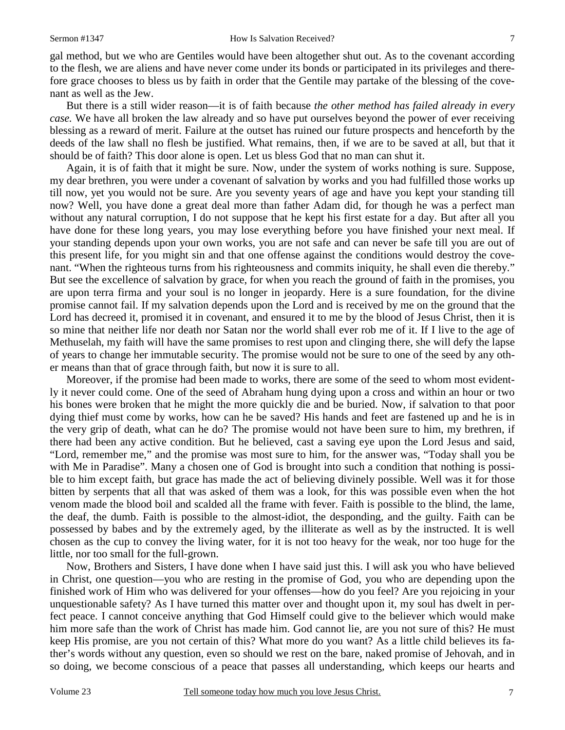gal method, but we who are Gentiles would have been altogether shut out. As to the covenant according to the flesh, we are aliens and have never come under its bonds or participated in its privileges and therefore grace chooses to bless us by faith in order that the Gentile may partake of the blessing of the covenant as well as the Jew.

But there is a still wider reason—it is of faith because *the other method has failed already in every case.* We have all broken the law already and so have put ourselves beyond the power of ever receiving blessing as a reward of merit. Failure at the outset has ruined our future prospects and henceforth by the deeds of the law shall no flesh be justified. What remains, then, if we are to be saved at all, but that it should be of faith? This door alone is open. Let us bless God that no man can shut it.

Again, it is of faith that it might be sure. Now, under the system of works nothing is sure. Suppose, my dear brethren, you were under a covenant of salvation by works and you had fulfilled those works up till now, yet you would not be sure. Are you seventy years of age and have you kept your standing till now? Well, you have done a great deal more than father Adam did, for though he was a perfect man without any natural corruption, I do not suppose that he kept his first estate for a day. But after all you have done for these long years, you may lose everything before you have finished your next meal. If your standing depends upon your own works, you are not safe and can never be safe till you are out of this present life, for you might sin and that one offense against the conditions would destroy the covenant. "When the righteous turns from his righteousness and commits iniquity, he shall even die thereby." But see the excellence of salvation by grace, for when you reach the ground of faith in the promises, you are upon terra firma and your soul is no longer in jeopardy. Here is a sure foundation, for the divine promise cannot fail. If my salvation depends upon the Lord and is received by me on the ground that the Lord has decreed it, promised it in covenant, and ensured it to me by the blood of Jesus Christ, then it is so mine that neither life nor death nor Satan nor the world shall ever rob me of it. If I live to the age of Methuselah, my faith will have the same promises to rest upon and clinging there, she will defy the lapse of years to change her immutable security. The promise would not be sure to one of the seed by any other means than that of grace through faith, but now it is sure to all.

Moreover, if the promise had been made to works, there are some of the seed to whom most evidently it never could come. One of the seed of Abraham hung dying upon a cross and within an hour or two his bones were broken that he might the more quickly die and be buried. Now, if salvation to that poor dying thief must come by works, how can he be saved? His hands and feet are fastened up and he is in the very grip of death, what can he do? The promise would not have been sure to him, my brethren, if there had been any active condition. But he believed, cast a saving eye upon the Lord Jesus and said, "Lord, remember me," and the promise was most sure to him, for the answer was, "Today shall you be with Me in Paradise". Many a chosen one of God is brought into such a condition that nothing is possible to him except faith, but grace has made the act of believing divinely possible. Well was it for those bitten by serpents that all that was asked of them was a look, for this was possible even when the hot venom made the blood boil and scalded all the frame with fever. Faith is possible to the blind, the lame, the deaf, the dumb. Faith is possible to the almost-idiot, the desponding, and the guilty. Faith can be possessed by babes and by the extremely aged, by the illiterate as well as by the instructed. It is well chosen as the cup to convey the living water, for it is not too heavy for the weak, nor too huge for the little, nor too small for the full-grown.

Now, Brothers and Sisters, I have done when I have said just this. I will ask you who have believed in Christ, one question—you who are resting in the promise of God, you who are depending upon the finished work of Him who was delivered for your offenses—how do you feel? Are you rejoicing in your unquestionable safety? As I have turned this matter over and thought upon it, my soul has dwelt in perfect peace. I cannot conceive anything that God Himself could give to the believer which would make him more safe than the work of Christ has made him. God cannot lie, are you not sure of this? He must keep His promise, are you not certain of this? What more do you want? As a little child believes its father's words without any question, even so should we rest on the bare, naked promise of Jehovah, and in so doing, we become conscious of a peace that passes all understanding, which keeps our hearts and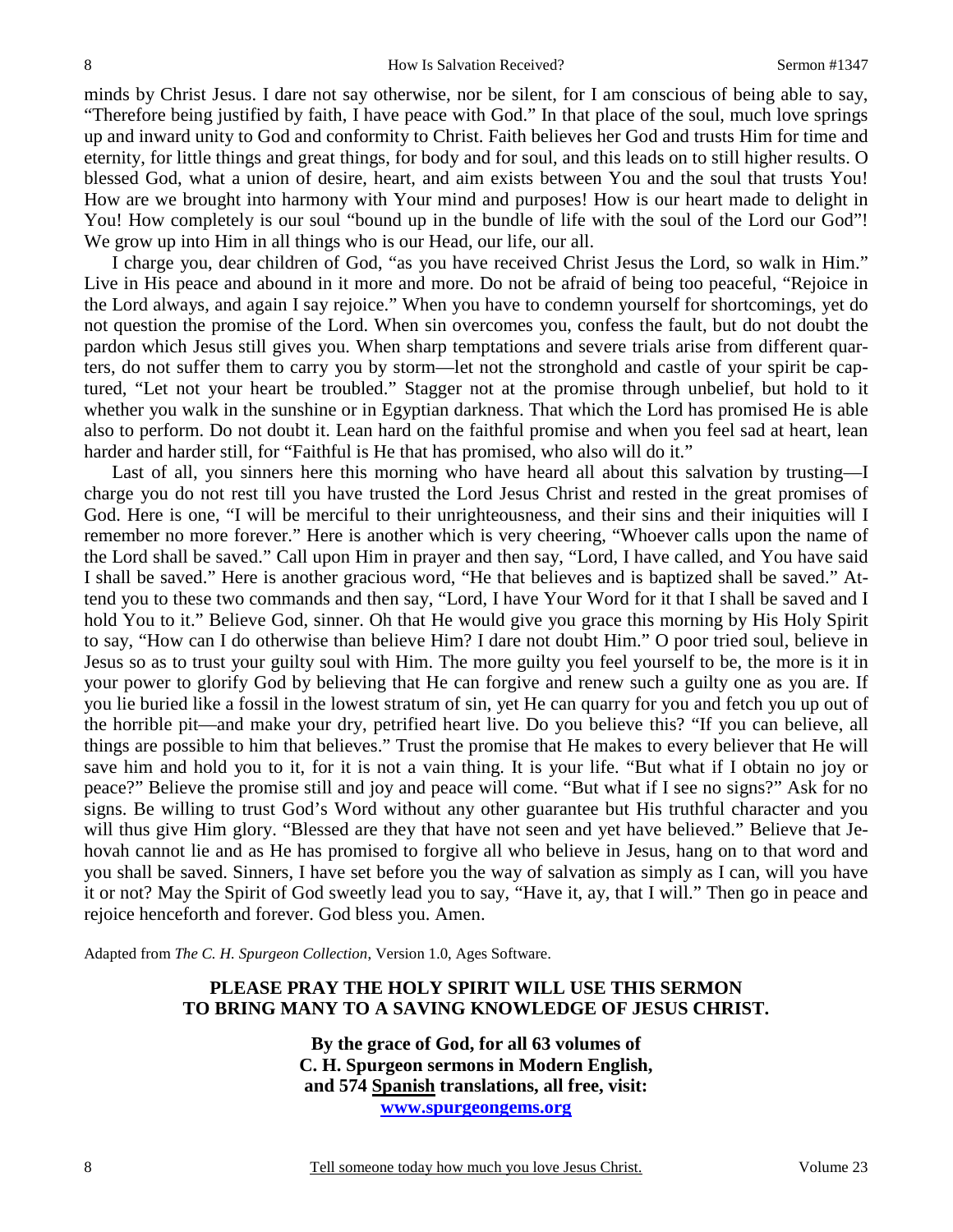minds by Christ Jesus. I dare not say otherwise, nor be silent, for I am conscious of being able to say, "Therefore being justified by faith, I have peace with God." In that place of the soul, much love springs up and inward unity to God and conformity to Christ. Faith believes her God and trusts Him for time and eternity, for little things and great things, for body and for soul, and this leads on to still higher results. O blessed God, what a union of desire, heart, and aim exists between You and the soul that trusts You! How are we brought into harmony with Your mind and purposes! How is our heart made to delight in You! How completely is our soul "bound up in the bundle of life with the soul of the Lord our God"! We grow up into Him in all things who is our Head, our life, our all.

I charge you, dear children of God, "as you have received Christ Jesus the Lord, so walk in Him." Live in His peace and abound in it more and more. Do not be afraid of being too peaceful, "Rejoice in the Lord always, and again I say rejoice." When you have to condemn yourself for shortcomings, yet do not question the promise of the Lord. When sin overcomes you, confess the fault, but do not doubt the pardon which Jesus still gives you. When sharp temptations and severe trials arise from different quarters, do not suffer them to carry you by storm—let not the stronghold and castle of your spirit be captured, "Let not your heart be troubled." Stagger not at the promise through unbelief, but hold to it whether you walk in the sunshine or in Egyptian darkness. That which the Lord has promised He is able also to perform. Do not doubt it. Lean hard on the faithful promise and when you feel sad at heart, lean harder and harder still, for "Faithful is He that has promised, who also will do it."

Last of all, you sinners here this morning who have heard all about this salvation by trusting—I charge you do not rest till you have trusted the Lord Jesus Christ and rested in the great promises of God. Here is one, "I will be merciful to their unrighteousness, and their sins and their iniquities will I remember no more forever." Here is another which is very cheering, "Whoever calls upon the name of the Lord shall be saved." Call upon Him in prayer and then say, "Lord, I have called, and You have said I shall be saved." Here is another gracious word, "He that believes and is baptized shall be saved." Attend you to these two commands and then say, "Lord, I have Your Word for it that I shall be saved and I hold You to it." Believe God, sinner. Oh that He would give you grace this morning by His Holy Spirit to say, "How can I do otherwise than believe Him? I dare not doubt Him." O poor tried soul, believe in Jesus so as to trust your guilty soul with Him. The more guilty you feel yourself to be, the more is it in your power to glorify God by believing that He can forgive and renew such a guilty one as you are. If you lie buried like a fossil in the lowest stratum of sin, yet He can quarry for you and fetch you up out of the horrible pit—and make your dry, petrified heart live. Do you believe this? "If you can believe, all things are possible to him that believes." Trust the promise that He makes to every believer that He will save him and hold you to it, for it is not a vain thing. It is your life. "But what if I obtain no joy or peace?" Believe the promise still and joy and peace will come. "But what if I see no signs?" Ask for no signs. Be willing to trust God's Word without any other guarantee but His truthful character and you will thus give Him glory. "Blessed are they that have not seen and yet have believed." Believe that Jehovah cannot lie and as He has promised to forgive all who believe in Jesus, hang on to that word and you shall be saved. Sinners, I have set before you the way of salvation as simply as I can, will you have it or not? May the Spirit of God sweetly lead you to say, "Have it, ay, that I will." Then go in peace and rejoice henceforth and forever. God bless you. Amen.

Adapted from *The C. H. Spurgeon Collection*, Version 1.0, Ages Software.

**PLEASE PRAY THE HOLY SPIRIT WILL USE THIS SERMON TO BRING MANY TO A SAVING KNOWLEDGE OF JESUS CHRIST.**

**By the grace of God, for all 63 volumes of C. H. Spurgeon sermons in Modern English, and 574 Spanish translations, all free, visit: www.spurgeongems.org**